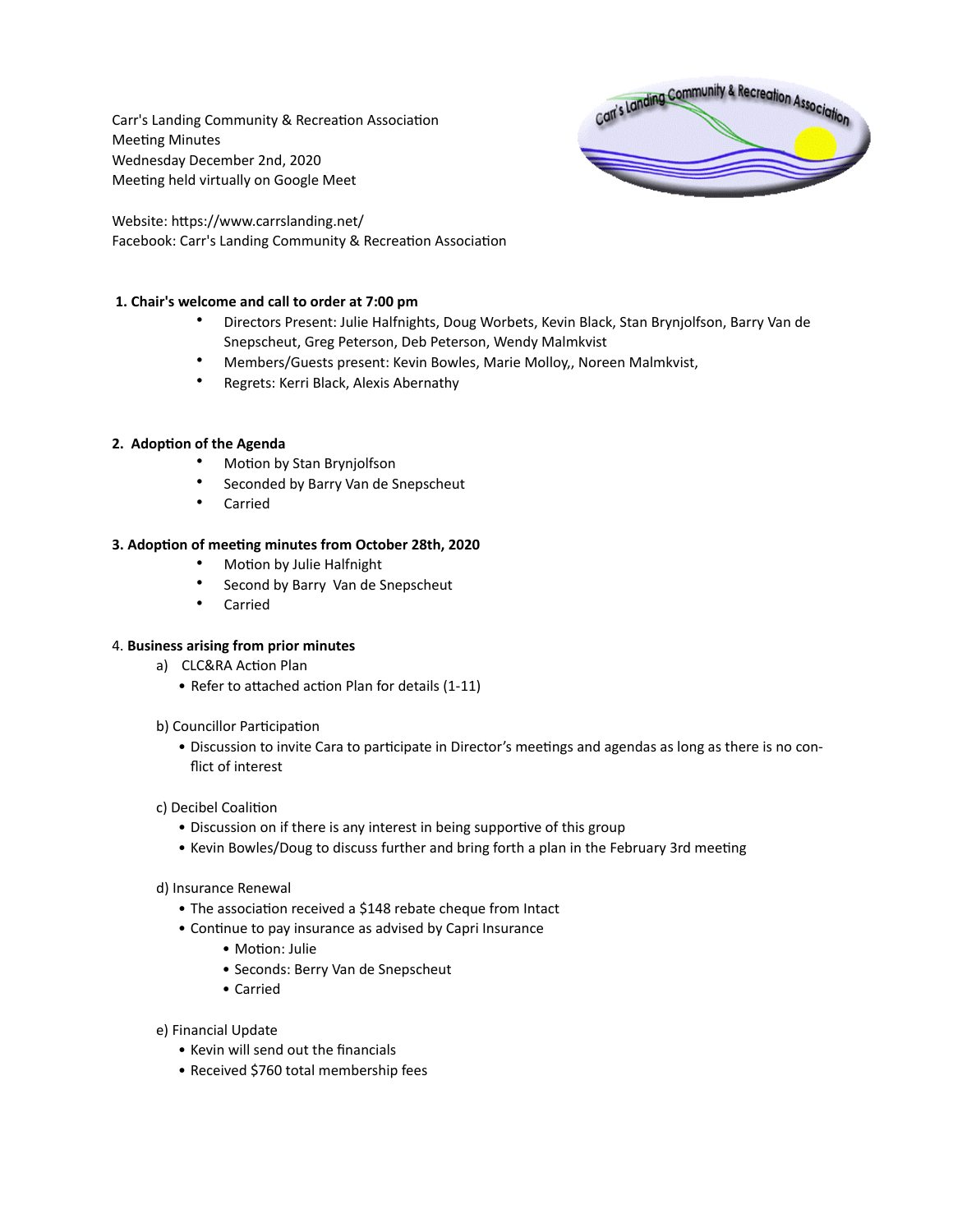Carr's Landing Community & Recreation Association
Meeting Minutes
Wednesday December 2nd, 2020
Meeting held virtually on Google Meet

Website: https://www.carrslanding.net/
Facebook: Carr's Landing Community & Recreation Association

**1. Chair's welcome and call to order at 7:00 pm**

- Directors Present: Julie Halfnights, Doug Worbets, Kevin Black, Stan Brynjolfson, Barry Van de Snepscheut, Greg Peterson, Deb Peterson, Wendy Malmkvist
- Members/Guests present: Kevin Bowles, Marie Molloy,, Noreen Malmkvist,
- Regrets: Kerri Black, Alexis Abernathy

**2. Adoption of the Agenda**

- Motion by Stan Brynjolfson
- Seconded by Barry Van de Snepscheut
- Carried

**3. Adoption of meeting minutes from October 28th, 2020**

- Motion by Julie Halfnight
- Second by Barry Van de Snepscheut
- Carried

4. **Business arising from prior minutes**

a) CLC&RA Action Plan
- Refer to attached action Plan for details (1-11)

b) Councillor Participation
- Discussion to invite Cara to participate in Director's meetings and agendas as long as there is no conflict of interest

c) Decibel Coalition
- Discussion on if there is any interest in being supportive of this group
- Kevin Bowles/Doug to discuss further and bring forth a plan in the February 3rd meeting

d) Insurance Renewal
- The association received a $148 rebate cheque from Intact
- Continue to pay insurance as advised by Capri Insurance
  - Motion: Julie
  - Seconds: Berry Van de Snepscheut
  - Carried

e) Financial Update
- Kevin will send out the financials
- Received $760 total membership fees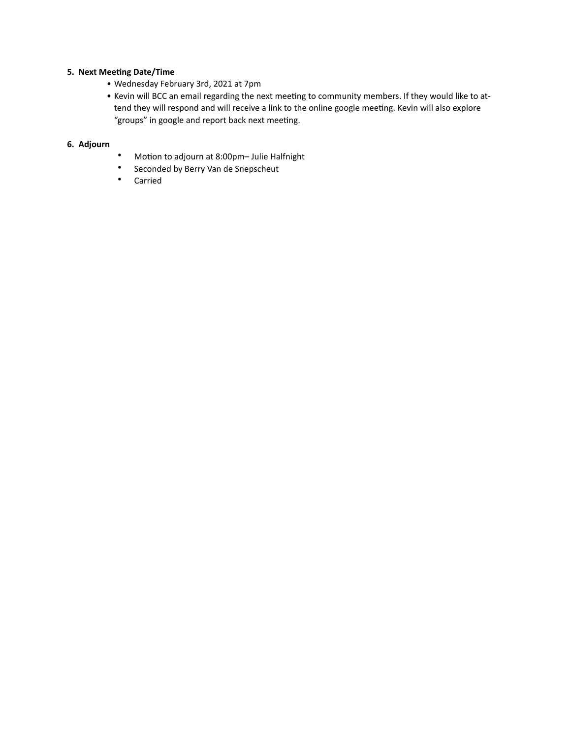5. **Next Meeting Date/Time**
    - Wednesday February 3rd, 2021 at 7pm
    - Kevin will BCC an email regarding the next meeting to community members. If they would like to attend they will respond and will receive a link to the online google meeting. Kevin will also explore "groups" in google and report back next meeting.

6. **Adjourn**
    - Motion to adjourn at 8:00pm– Julie Halfnight
    - Seconded by Berry Van de Snepscheut
    - Carried